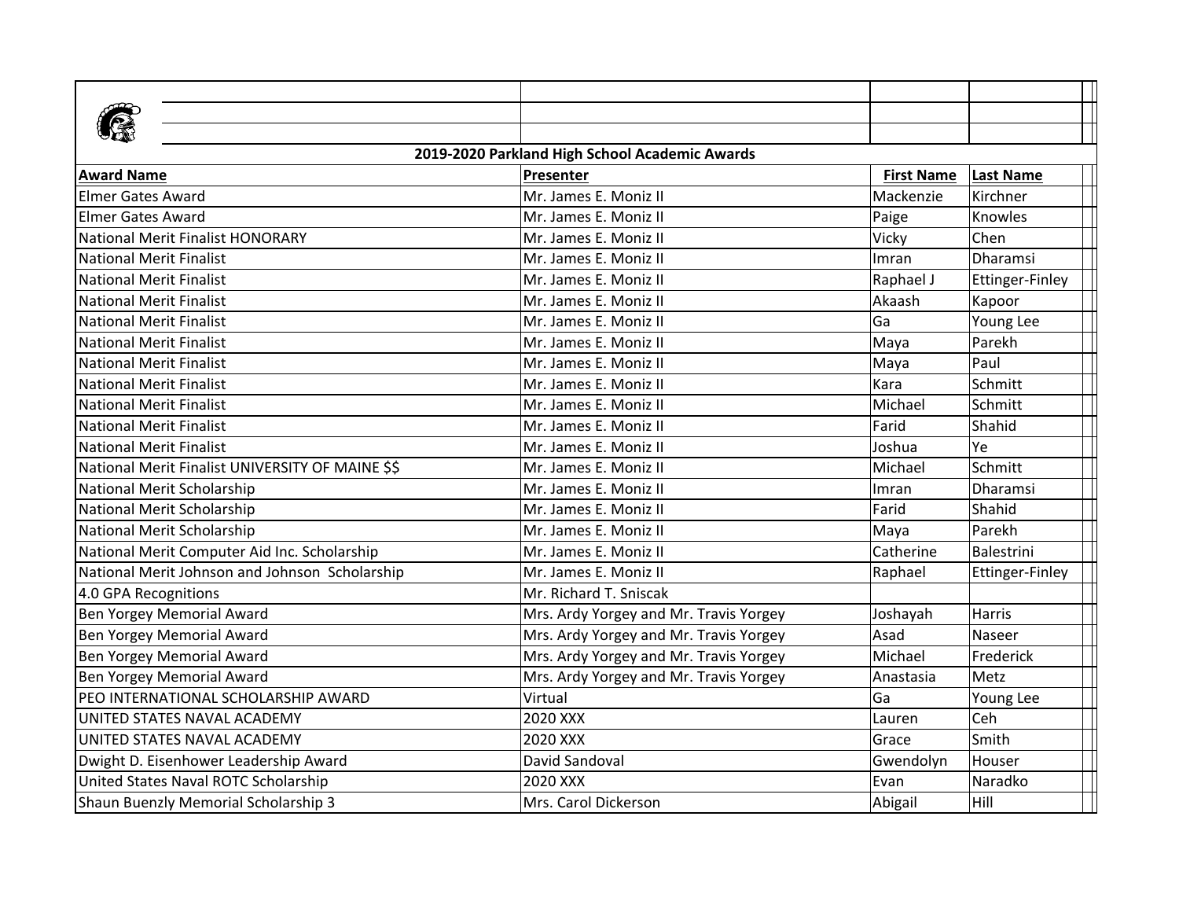## 2019-2020 Parkland High School Academic Awards

| Award Name | Presenter | First Name | Last Name |
|---|---|---|---|
| Elmer Gates Award | Mr. James E. Moniz II | Mackenzie | Kirchner |
| Elmer Gates Award | Mr. James E. Moniz II | Paige | Knowles |
| National Merit Finalist HONORARY | Mr. James E. Moniz II | Vicky | Chen |
| National Merit Finalist | Mr. James E. Moniz II | Imran | Dharamsi |
| National Merit Finalist | Mr. James E. Moniz II | Raphael J | Ettinger-Finley |
| National Merit Finalist | Mr. James E. Moniz II | Akaash | Kapoor |
| National Merit Finalist | Mr. James E. Moniz II | Ga | Young Lee |
| National Merit Finalist | Mr. James E. Moniz II | Maya | Parekh |
| National Merit Finalist | Mr. James E. Moniz II | Maya | Paul |
| National Merit Finalist | Mr. James E. Moniz II | Kara | Schmitt |
| National Merit Finalist | Mr. James E. Moniz II | Michael | Schmitt |
| National Merit Finalist | Mr. James E. Moniz II | Farid | Shahid |
| National Merit Finalist | Mr. James E. Moniz II | Joshua | Ye |
| National Merit Finalist UNIVERSITY OF MAINE $$ | Mr. James E. Moniz II | Michael | Schmitt |
| National Merit Scholarship | Mr. James E. Moniz II | Imran | Dharamsi |
| National Merit Scholarship | Mr. James E. Moniz II | Farid | Shahid |
| National Merit Scholarship | Mr. James E. Moniz II | Maya | Parekh |
| National Merit Computer Aid Inc. Scholarship | Mr. James E. Moniz II | Catherine | Balestrini |
| National Merit Johnson and Johnson Scholarship | Mr. James E. Moniz II | Raphael | Ettinger-Finley |
| 4.0 GPA Recognitions | Mr. Richard T. Sniscak | | |
| Ben Yorgey Memorial Award | Mrs. Ardy Yorgey and Mr. Travis Yorgey | Joshayah | Harris |
| Ben Yorgey Memorial Award | Mrs. Ardy Yorgey and Mr. Travis Yorgey | Asad | Naseer |
| Ben Yorgey Memorial Award | Mrs. Ardy Yorgey and Mr. Travis Yorgey | Michael | Frederick |
| Ben Yorgey Memorial Award | Mrs. Ardy Yorgey and Mr. Travis Yorgey | Anastasia | Metz |
| PEO INTERNATIONAL SCHOLARSHIP AWARD | Virtual | Ga | Young Lee |
| UNITED STATES NAVAL ACADEMY | 2020 XXX | Lauren | Ceh |
| UNITED STATES NAVAL ACADEMY | 2020 XXX | Grace | Smith |
| Dwight D. Eisenhower Leadership Award | David Sandoval | Gwendolyn | Houser |
| United States Naval ROTC Scholarship | 2020 XXX | Evan | Naradko |
| Shaun Buenzly Memorial Scholarship 3 | Mrs. Carol Dickerson | Abigail | Hill |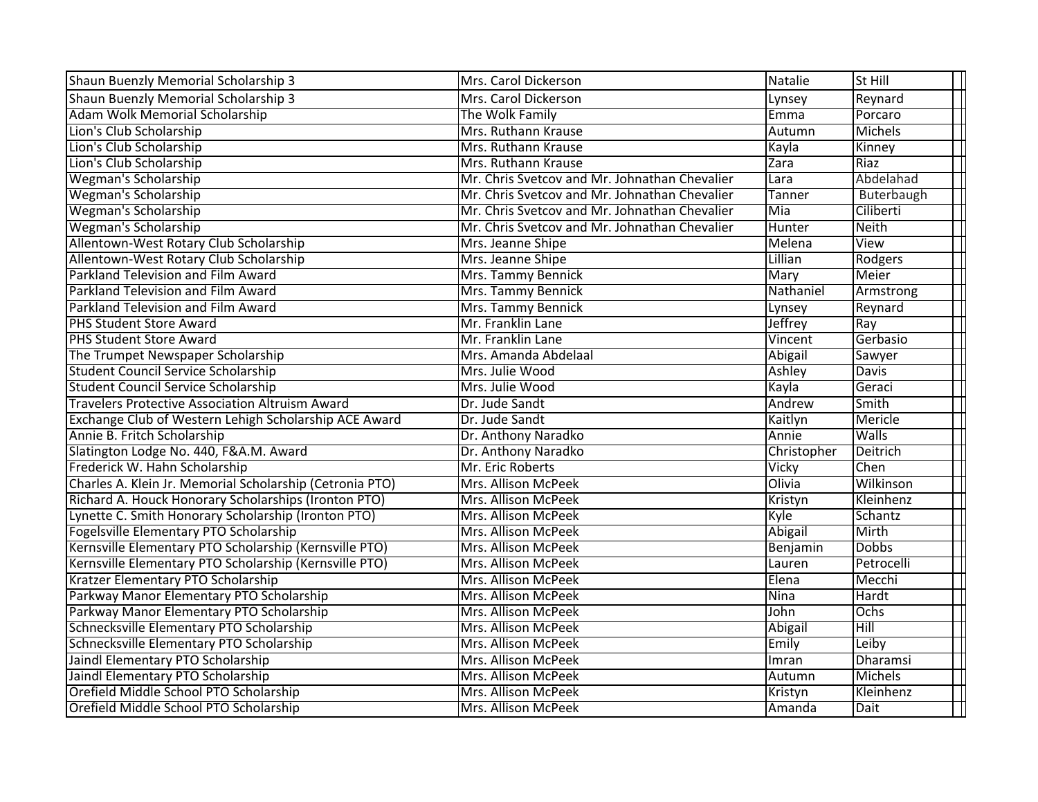| | | | | |
|---|---|---|---|---|
| Shaun Buenzly Memorial Scholarship 3 | Mrs. Carol Dickerson | Natalie | St Hill | |
| Shaun Buenzly Memorial Scholarship 3 | Mrs. Carol Dickerson | Lynsey | Reynard | |
| Adam Wolk Memorial Scholarship | The Wolk Family | Emma | Porcaro | |
| Lion's Club Scholarship | Mrs. Ruthann Krause | Autumn | Michels | |
| Lion's Club Scholarship | Mrs. Ruthann Krause | Kayla | Kinney | |
| Lion's Club Scholarship | Mrs. Ruthann Krause | Zara | Riaz | |
| Wegman's Scholarship | Mr. Chris Svetcov and Mr. Johnathan Chevalier | Lara | Abdelahad | |
| Wegman's Scholarship | Mr. Chris Svetcov and Mr. Johnathan Chevalier | Tanner | Buterbaugh | |
| Wegman's Scholarship | Mr. Chris Svetcov and Mr. Johnathan Chevalier | Mia | Ciliberti | |
| Wegman's Scholarship | Mr. Chris Svetcov and Mr. Johnathan Chevalier | Hunter | Neith | |
| Allentown-West Rotary Club Scholarship | Mrs. Jeanne Shipe | Melena | View | |
| Allentown-West Rotary Club Scholarship | Mrs. Jeanne Shipe | Lillian | Rodgers | |
| Parkland Television and Film Award | Mrs. Tammy Bennick | Mary | Meier | |
| Parkland Television and Film Award | Mrs. Tammy Bennick | Nathaniel | Armstrong | |
| Parkland Television and Film Award | Mrs. Tammy Bennick | Lynsey | Reynard | |
| PHS Student Store Award | Mr. Franklin Lane | Jeffrey | Ray | |
| PHS Student Store Award | Mr. Franklin Lane | Vincent | Gerbasio | |
| The Trumpet Newspaper Scholarship | Mrs. Amanda Abdelaal | Abigail | Sawyer | |
| Student Council Service Scholarship | Mrs. Julie Wood | Ashley | Davis | |
| Student Council Service Scholarship | Mrs. Julie Wood | Kayla | Geraci | |
| Travelers Protective Association Altruism Award | Dr. Jude Sandt | Andrew | Smith | |
| Exchange Club of Western Lehigh Scholarship ACE Award | Dr. Jude Sandt | Kaitlyn | Mericle | |
| Annie B. Fritch Scholarship | Dr. Anthony Naradko | Annie | Walls | |
| Slatington Lodge No. 440, F&A.M. Award | Dr. Anthony Naradko | Christopher | Deitrich | |
| Frederick W. Hahn Scholarship | Mr. Eric Roberts | Vicky | Chen | |
| Charles A. Klein Jr. Memorial Scholarship (Cetronia PTO) | Mrs. Allison McPeek | Olivia | Wilkinson | |
| Richard A. Houck Honorary Scholarships (Ironton PTO) | Mrs. Allison McPeek | Kristyn | Kleinhenz | |
| Lynette C. Smith Honorary Scholarship (Ironton PTO) | Mrs. Allison McPeek | Kyle | Schantz | |
| Fogelsville Elementary PTO Scholarship | Mrs. Allison McPeek | Abigail | Mirth | |
| Kernsville Elementary PTO Scholarship (Kernsville PTO) | Mrs. Allison McPeek | Benjamin | Dobbs | |
| Kernsville Elementary PTO Scholarship (Kernsville PTO) | Mrs. Allison McPeek | Lauren | Petrocelli | |
| Kratzer Elementary PTO Scholarship | Mrs. Allison McPeek | Elena | Mecchi | |
| Parkway Manor Elementary PTO Scholarship | Mrs. Allison McPeek | Nina | Hardt | |
| Parkway Manor Elementary PTO Scholarship | Mrs. Allison McPeek | John | Ochs | |
| Schnecksville Elementary PTO Scholarship | Mrs. Allison McPeek | Abigail | Hill | |
| Schnecksville Elementary PTO Scholarship | Mrs. Allison McPeek | Emily | Leiby | |
| Jaindl Elementary PTO Scholarship | Mrs. Allison McPeek | Imran | Dharamsi | |
| Jaindl Elementary PTO Scholarship | Mrs. Allison McPeek | Autumn | Michels | |
| Orefield Middle School PTO Scholarship | Mrs. Allison McPeek | Kristyn | Kleinhenz | |
| Orefield Middle School PTO Scholarship | Mrs. Allison McPeek | Amanda | Dait | |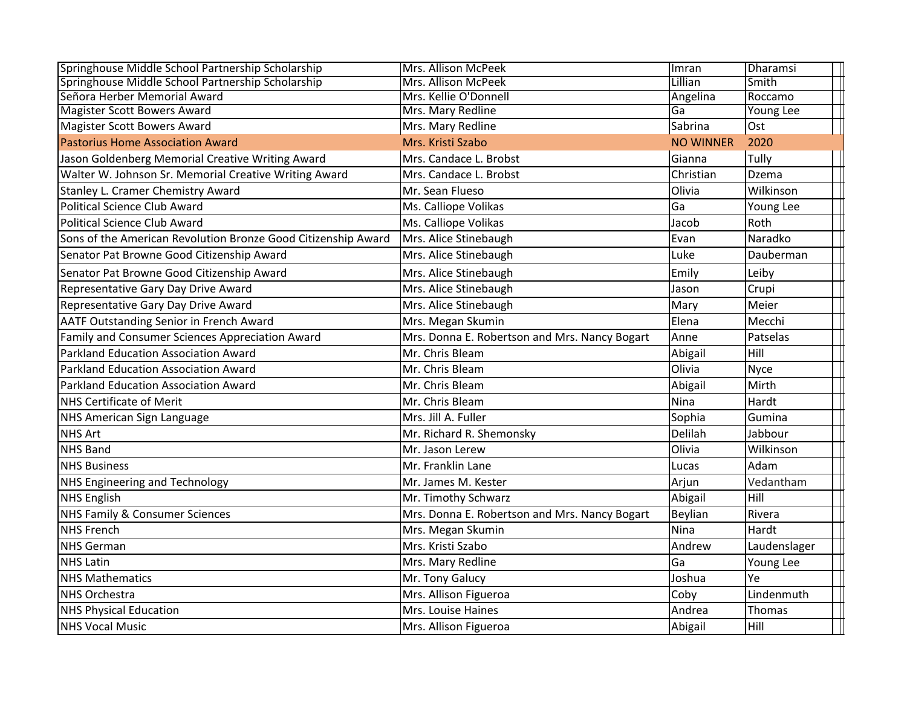| | | | | |
|---|---|---|---|---|
| Springhouse Middle School Partnership Scholarship | Mrs. Allison McPeek | Imran | Dharamsi | |
| Springhouse Middle School Partnership Scholarship | Mrs. Allison McPeek | Lillian | Smith | |
| Señora Herber Memorial Award | Mrs. Kellie O'Donnell | Angelina | Roccamo | |
| Magister Scott Bowers Award | Mrs. Mary Redline | Ga | Young Lee | |
| Magister Scott Bowers Award | Mrs. Mary Redline | Sabrina | Ost | |
| Pastorius Home Association Award | Mrs. Kristi Szabo | NO WINNER | 2020 | |
| Jason Goldenberg Memorial Creative Writing Award | Mrs. Candace L. Brobst | Gianna | Tully | |
| Walter W. Johnson Sr. Memorial Creative Writing Award | Mrs. Candace L. Brobst | Christian | Dzema | |
| Stanley L. Cramer Chemistry Award | Mr. Sean Flueso | Olivia | Wilkinson | |
| Political Science Club Award | Ms. Calliope Volikas | Ga | Young Lee | |
| Political Science Club Award | Ms. Calliope Volikas | Jacob | Roth | |
| Sons of the American Revolution Bronze Good Citizenship Award | Mrs. Alice Stinebaugh | Evan | Naradko | |
| Senator Pat Browne Good Citizenship Award | Mrs. Alice Stinebaugh | Luke | Dauberman | |
| Senator Pat Browne Good Citizenship Award | Mrs. Alice Stinebaugh | Emily | Leiby | |
| Representative Gary Day Drive Award | Mrs. Alice Stinebaugh | Jason | Crupi | |
| Representative Gary Day Drive Award | Mrs. Alice Stinebaugh | Mary | Meier | |
| AATF Outstanding Senior in French Award | Mrs. Megan Skumin | Elena | Mecchi | |
| Family and Consumer Sciences Appreciation Award | Mrs. Donna E. Robertson and Mrs. Nancy Bogart | Anne | Patselas | |
| Parkland Education Association Award | Mr. Chris Bleam | Abigail | Hill | |
| Parkland Education Association Award | Mr. Chris Bleam | Olivia | Nyce | |
| Parkland Education Association Award | Mr. Chris Bleam | Abigail | Mirth | |
| NHS Certificate of Merit | Mr. Chris Bleam | Nina | Hardt | |
| NHS American Sign Language | Mrs. Jill A. Fuller | Sophia | Gumina | |
| NHS Art | Mr. Richard R. Shemonsky | Delilah | Jabbour | |
| NHS Band | Mr. Jason Lerew | Olivia | Wilkinson | |
| NHS Business | Mr. Franklin Lane | Lucas | Adam | |
| NHS Engineering and Technology | Mr. James M. Kester | Arjun | Vedantham | |
| NHS English | Mr. Timothy Schwarz | Abigail | Hill | |
| NHS Family & Consumer Sciences | Mrs. Donna E. Robertson and Mrs. Nancy Bogart | Beylian | Rivera | |
| NHS French | Mrs. Megan Skumin | Nina | Hardt | |
| NHS German | Mrs. Kristi Szabo | Andrew | Laudenslager | |
| NHS Latin | Mrs. Mary Redline | Ga | Young Lee | |
| NHS Mathematics | Mr. Tony Galucy | Joshua | Ye | |
| NHS Orchestra | Mrs. Allison Figueroa | Coby | Lindenmuth | |
| NHS Physical Education | Mrs. Louise Haines | Andrea | Thomas | |
| NHS Vocal Music | Mrs. Allison Figueroa | Abigail | Hill | |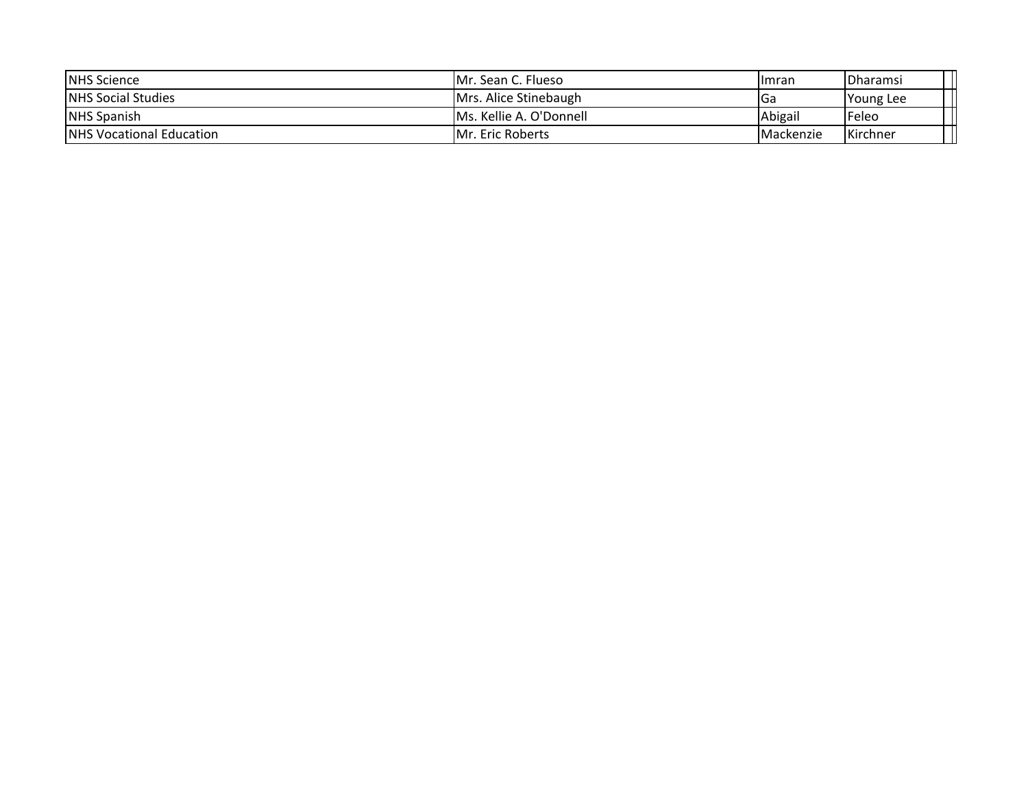| | | | | | |
|---|---|---|---|---|---|
| NHS Science | Mr. Sean C. Flueso | Imran | Dharamsi | | |
| NHS Social Studies | Mrs. Alice Stinebaugh | Ga | Young Lee | | |
| NHS Spanish | Ms. Kellie A. O'Donnell | Abigail | Feleo | | |
| NHS Vocational Education | Mr. Eric Roberts | Mackenzie | Kirchner | | |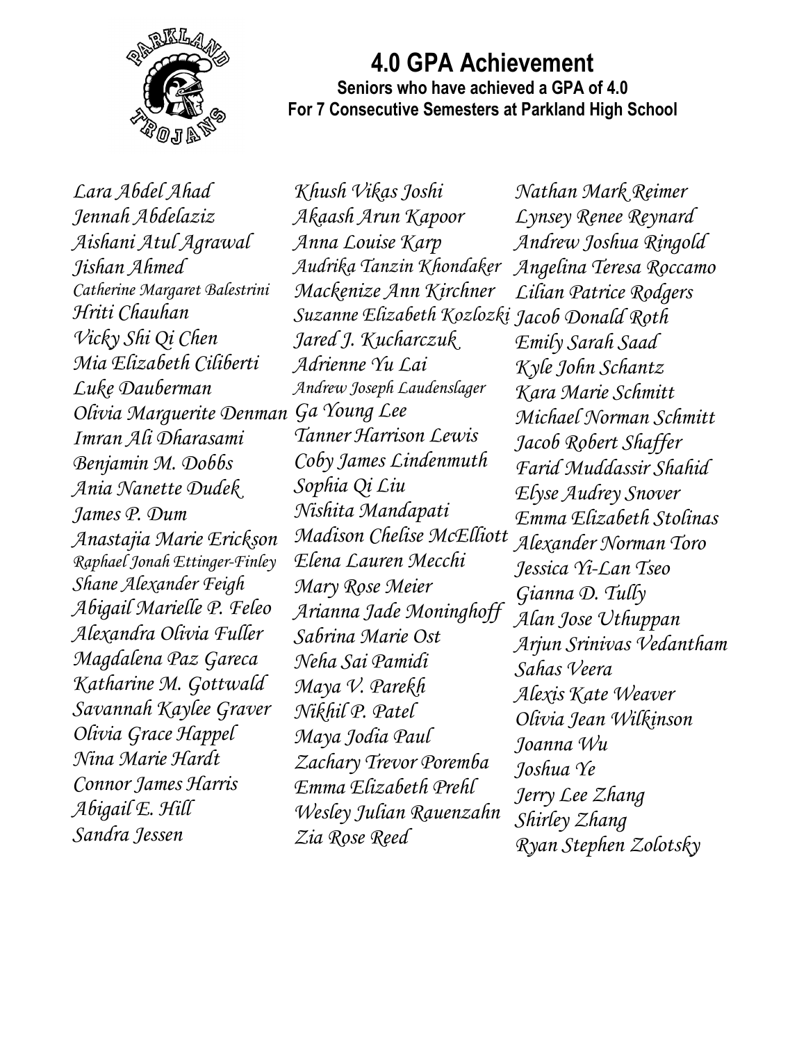# 4.0 GPA Achievement

**Seniors who have achieved a GPA of 4.0**
**For 7 Consecutive Semesters at Parkland High School**

*Lara Abdel Ahad*
*Jennah Abdelaziz*
*Aishani Atul Agrawal*
*Jishan Ahmed*
*Catherine Margaret Balestrini*
*Hriti Chauhan*
*Vicky Shi Qi Chen*
*Mia Elizabeth Ciliberti*
*Luke Dauberman*
*Olivia Marguerite Denman*
*Imran Ali Dharasami*
*Benjamin M. Dobbs*
*Ania Nanette Dudek*
*James P. Dum*
*Anastajia Marie Erickson*
*Raphael Jonah Ettinger-Finley*
*Shane Alexander Feigh*
*Abigail Marielle P. Feleo*
*Alexandra Olivia Fuller*
*Magdalena Paz Gareca*
*Katharine M. Gottwald*
*Savannah Kaylee Graver*
*Olivia Grace Happel*
*Nina Marie Hardt*
*Connor James Harris*
*Abigail E. Hill*
*Sandra Jessen*
*Khush Vikas Joshi*
*Akaash Arun Kapoor*
*Anna Louise Karp*
*Audrika Tanzin Khondaker*
*Mackenize Ann Kirchner*
*Suzanne Elizabeth Kozlozki*
*Jared J. Kucharczuk*
*Adrienne Yu Lai*
*Andrew Joseph Laudenslager*
*Ga Young Lee*
*Tanner Harrison Lewis*
*Coby James Lindenmuth*
*Sophia Qi Liu*
*Nishita Mandapati*
*Madison Chelise McElliott*
*Elena Lauren Mecchi*
*Mary Rose Meier*
*Arianna Jade Moninghoff*
*Sabrina Marie Ost*
*Neha Sai Pamidi*
*Maya V. Parekh*
*Nikhil P. Patel*
*Maya Jodia Paul*
*Zachary Trevor Poremba*
*Emma Elizabeth Prehl*
*Wesley Julian Rauenzahn*
*Zia Rose Reed*
*Nathan Mark Reimer*
*Lynsey Renee Reynard*
*Andrew Joshua Ringold*
*Angelina Teresa Roccamo*
*Lilian Patrice Rodgers*
*Jacob Donald Roth*
*Emily Sarah Saad*
*Kyle John Schantz*
*Kara Marie Schmitt*
*Michael Norman Schmitt*
*Jacob Robert Shaffer*
*Farid Muddassir Shahid*
*Elyse Audrey Snover*
*Emma Elizabeth Stolinas*
*Alexander Norman Toro*
*Jessica Yi-Lan Tseo*
*Gianna D. Tully*
*Alan Jose Uthuppan*
*Arjun Srinivas Vedantham*
*Sahas Veera*
*Alexis Kate Weaver*
*Olivia Jean Wilkinson*
*Joanna Wu*
*Joshua Ye*
*Jerry Lee Zhang*
*Shirley Zhang*
*Ryan Stephen Zolotsky*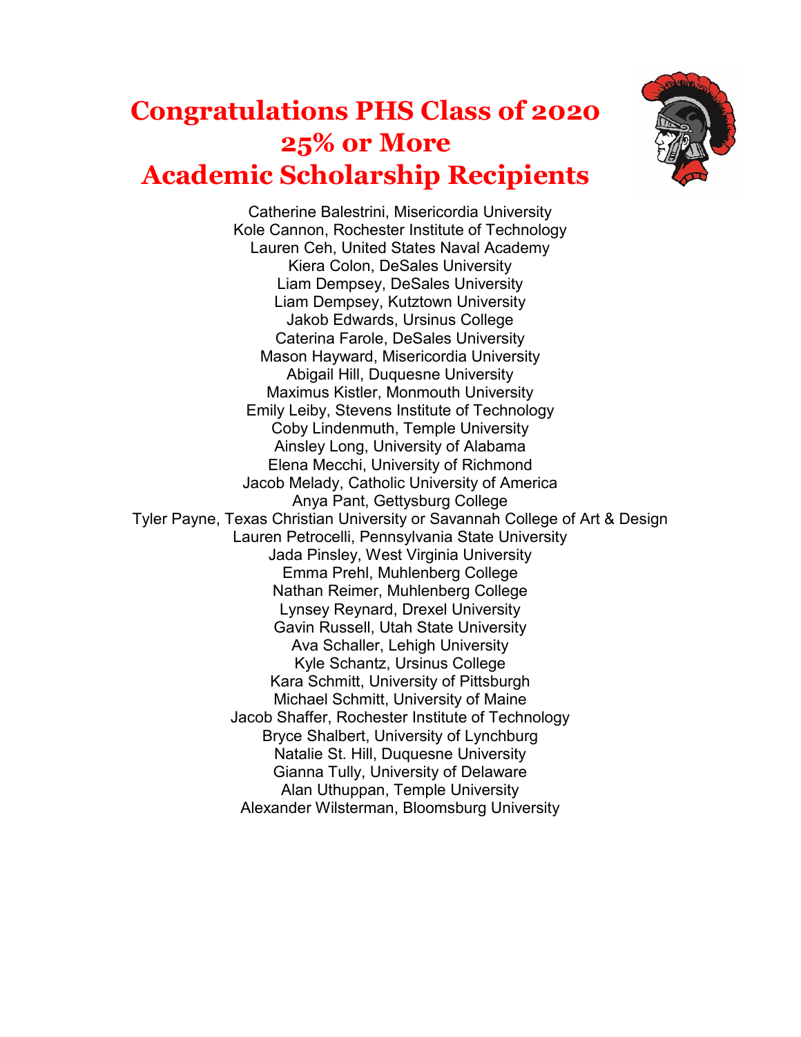# Congratulations PHS Class of 2020
# 25% or More
# Academic Scholarship Recipients

Catherine Balestrini, Misericordia University
Kole Cannon, Rochester Institute of Technology
Lauren Ceh, United States Naval Academy
Kiera Colon, DeSales University
Liam Dempsey, DeSales University
Liam Dempsey, Kutztown University
Jakob Edwards, Ursinus College
Caterina Farole, DeSales University
Mason Hayward, Misericordia University
Abigail Hill, Duquesne University
Maximus Kistler, Monmouth University
Emily Leiby, Stevens Institute of Technology
Coby Lindenmuth, Temple University
Ainsley Long, University of Alabama
Elena Mecchi, University of Richmond
Jacob Melady, Catholic University of America
Anya Pant, Gettysburg College
Tyler Payne, Texas Christian University or Savannah College of Art & Design
Lauren Petrocelli, Pennsylvania State University
Jada Pinsley, West Virginia University
Emma Prehl, Muhlenberg College
Nathan Reimer, Muhlenberg College
Lynsey Reynard, Drexel University
Gavin Russell, Utah State University
Ava Schaller, Lehigh University
Kyle Schantz, Ursinus College
Kara Schmitt, University of Pittsburgh
Michael Schmitt, University of Maine
Jacob Shaffer, Rochester Institute of Technology
Bryce Shalbert, University of Lynchburg
Natalie St. Hill, Duquesne University
Gianna Tully, University of Delaware
Alan Uthuppan, Temple University
Alexander Wilsterman, Bloomsburg University